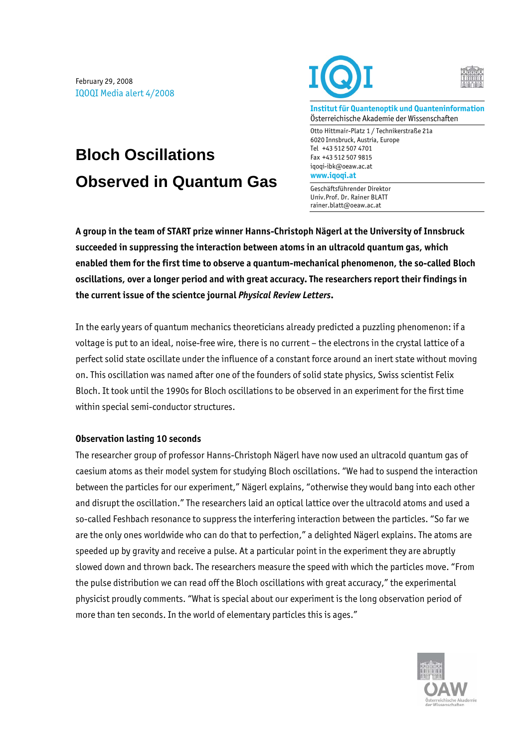February 29, 2008
IQOQI Media alert 4/2008

**Institut für Quantenoptik und Quanteninformation**
Österreichische Akademie der Wissenschaften

Otto Hittmair-Platz 1 / Technikerstraße 21a
6020 Innsbruck, Austria, Europe
Tel +43 512 507 4701
Fax +43 512 507 9815
iqoqi-ibk@oeaw.ac.at
**www.iqoqi.at**

Geschäftsführender Direktor
Univ.Prof. Dr. Rainer BLATT
rainer.blatt@oeaw.ac.at

# Bloch Oscillations Observed in Quantum Gas

**A group in the team of START prize winner Hanns-Christoph Nägerl at the University of Innsbruck succeeded in suppressing the interaction between atoms in an ultracold quantum gas, which enabled them for the first time to observe a quantum-mechanical phenomenon, the so-called Bloch oscillations, over a longer period and with great accuracy. The researchers report their findings in the current issue of the scientce journal *Physical Review Letters*.**

In the early years of quantum mechanics theoreticians already predicted a puzzling phenomenon: if a voltage is put to an ideal, noise-free wire, there is no current – the electrons in the crystal lattice of a perfect solid state oscillate under the influence of a constant force around an inert state without moving on. This oscillation was named after one of the founders of solid state physics, Swiss scientist Felix Bloch. It took until the 1990s for Bloch oscillations to be observed in an experiment for the first time within special semi-conductor structures.

**Observation lasting 10 seconds**

The researcher group of professor Hanns-Christoph Nägerl have now used an ultracold quantum gas of caesium atoms as their model system for studying Bloch oscillations. "We had to suspend the interaction between the particles for our experiment," Nägerl explains, "otherwise they would bang into each other and disrupt the oscillation." The researchers laid an optical lattice over the ultracold atoms and used a so-called Feshbach resonance to suppress the interfering interaction between the particles. "So far we are the only ones worldwide who can do that to perfection," a delighted Nägerl explains. The atoms are speeded up by gravity and receive a pulse. At a particular point in the experiment they are abruptly slowed down and thrown back. The researchers measure the speed with which the particles move. "From the pulse distribution we can read off the Bloch oscillations with great accuracy," the experimental physicist proudly comments. "What is special about our experiment is the long observation period of more than ten seconds. In the world of elementary particles this is ages."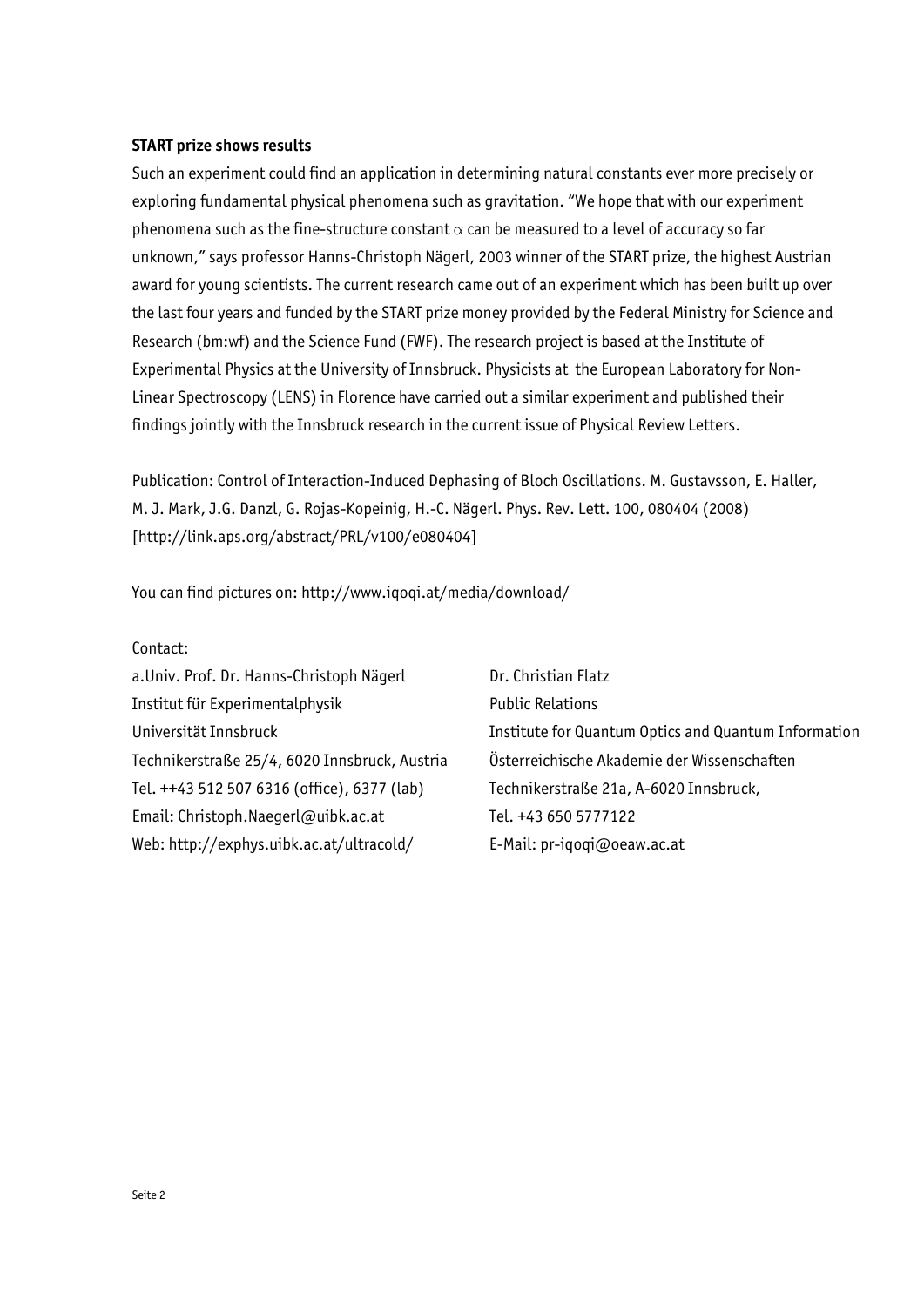**START prize shows results**

Such an experiment could find an application in determining natural constants ever more precisely or exploring fundamental physical phenomena such as gravitation. “We hope that with our experiment phenomena such as the fine-structure constant $\alpha$ can be measured to a level of accuracy so far unknown,” says professor Hanns-Christoph Nägerl, 2003 winner of the START prize, the highest Austrian award for young scientists. The current research came out of an experiment which has been built up over the last four years and funded by the START prize money provided by the Federal Ministry for Science and Research (bm:wf) and the Science Fund (FWF). The research project is based at the Institute of Experimental Physics at the University of Innsbruck. Physicists at the European Laboratory for Non-Linear Spectroscopy (LENS) in Florence have carried out a similar experiment and published their findings jointly with the Innsbruck research in the current issue of Physical Review Letters.

Publication: Control of Interaction-Induced Dephasing of Bloch Oscillations. M. Gustavsson, E. Haller, M. J. Mark, J.G. Danzl, G. Rojas-Kopeinig, H.-C. Nägerl. Phys. Rev. Lett. 100, 080404 (2008) [http://link.aps.org/abstract/PRL/v100/e080404]

You can find pictures on: http://www.iqoqi.at/media/download/

Contact:

a.Univ. Prof. Dr. Hanns-Christoph Nägerl
Institut für Experimentalphysik
Universität Innsbruck
Technikerstraße 25/4, 6020 Innsbruck, Austria
Tel. ++43 512 507 6316 (office), 6377 (lab)
Email: Christoph.Naegerl@uibk.ac.at
Web: http://exphys.uibk.ac.at/ultracold/

Dr. Christian Flatz
Public Relations
Institute for Quantum Optics and Quantum Information
Österreichische Akademie der Wissenschaften
Technikerstraße 21a, A-6020 Innsbruck,
Tel. +43 650 5777122
E-Mail: pr-iqoqi@oeaw.ac.at